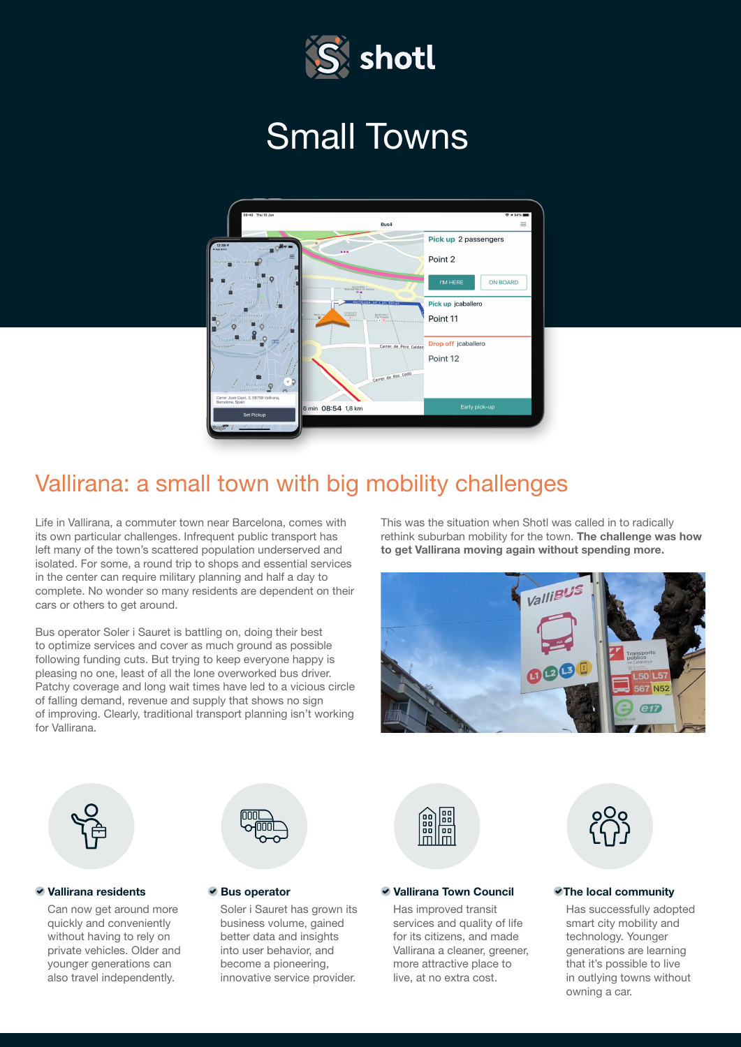shotl

# Small Towns

## Vallirana: a small town with big mobility challenges

Life in Vallirana, a commuter town near Barcelona, comes with its own particular challenges. Infrequent public transport has left many of the town's scattered population underserved and isolated. For some, a round trip to shops and essential services in the center can require military planning and half a day to complete. No wonder so many residents are dependent on their cars or others to get around.

Bus operator Soler i Sauret is battling on, doing their best to optimize services and cover as much ground as possible following funding cuts. But trying to keep everyone happy is pleasing no one, least of all the lone overworked bus driver. Patchy coverage and long wait times have led to a vicious circle of falling demand, revenue and supply that shows no sign of improving. Clearly, traditional transport planning isn't working for Vallirana.

This was the situation when Shotl was called in to radically rethink suburban mobility for the town. **The challenge was how to get Vallirana moving again without spending more.**

**Vallirana residents**

Can now get around more quickly and conveniently without having to rely on private vehicles. Older and younger generations can also travel independently.

**Bus operator**

Soler i Sauret has grown its business volume, gained better data and insights into user behavior, and become a pioneering, innovative service provider.

**Vallirana Town Council**

Has improved transit services and quality of life for its citizens, and made Vallirana a cleaner, greener, more attractive place to live, at no extra cost.

**The local community**

Has successfully adopted smart city mobility and technology. Younger generations are learning that it's possible to live in outlying towns without owning a car.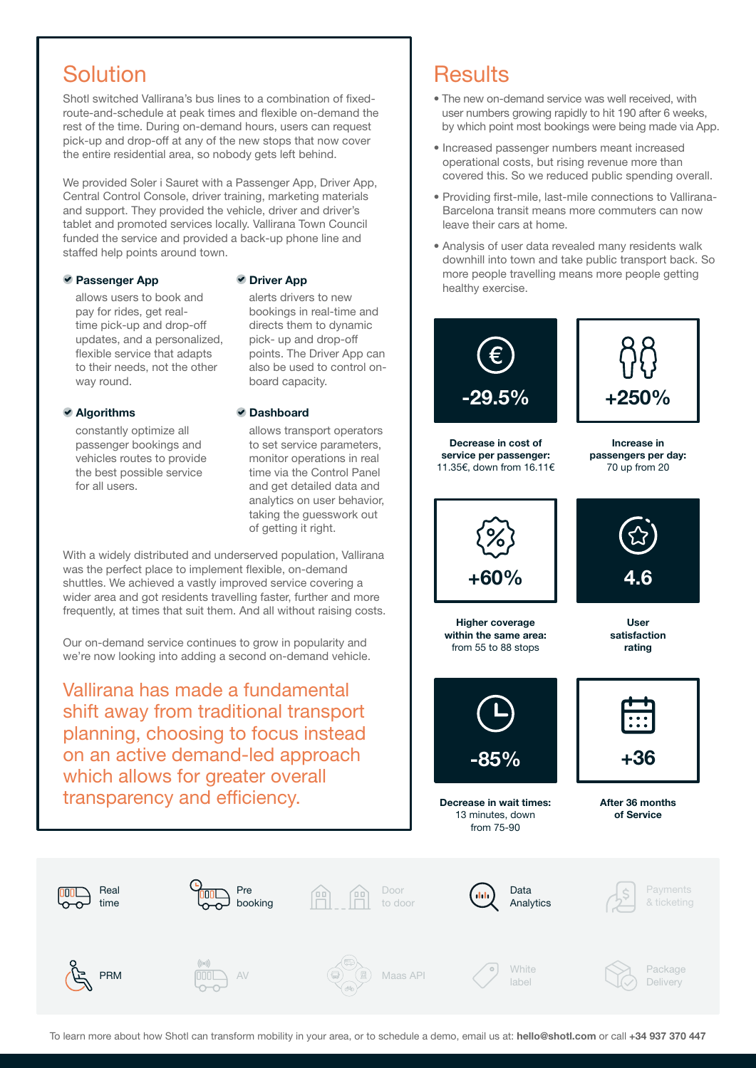## Solution

Shotl switched Vallirana's bus lines to a combination of fixed-route-and-schedule at peak times and flexible on-demand the rest of the time. During on-demand hours, users can request pick-up and drop-off at any of the new stops that now cover the entire residential area, so nobody gets left behind.

We provided Soler i Sauret with a Passenger App, Driver App, Central Control Console, driver training, marketing materials and support. They provided the vehicle, driver and driver's tablet and promoted services locally. Vallirana Town Council funded the service and provided a back-up phone line and staffed help points around town.

**Passenger App**
allows users to book and pay for rides, get real-time pick-up and drop-off updates, and a personalized, flexible service that adapts to their needs, not the other way round.

**Driver App**
alerts drivers to new bookings in real-time and directs them to dynamic pick- up and drop-off points. The Driver App can also be used to control on-board capacity.

**Algorithms**
constantly optimize all passenger bookings and vehicles routes to provide the best possible service for all users.

**Dashboard**
allows transport operators to set service parameters, monitor operations in real time via the Control Panel and get detailed data and analytics on user behavior, taking the guesswork out of getting it right.

With a widely distributed and underserved population, Vallirana was the perfect place to implement flexible, on-demand shuttles. We achieved a vastly improved service covering a wider area and got residents travelling faster, further and more frequently, at times that suit them. And all without raising costs.

Our on-demand service continues to grow in popularity and we're now looking into adding a second on-demand vehicle.

Vallirana has made a fundamental shift away from traditional transport planning, choosing to focus instead on an active demand-led approach which allows for greater overall transparency and efficiency.

## Results

- The new on-demand service was well received, with user numbers growing rapidly to hit 190 after 6 weeks, by which point most bookings were being made via App.
- Increased passenger numbers meant increased operational costs, but rising revenue more than covered this. So we reduced public spending overall.
- Providing first-mile, last-mile connections to Vallirana-Barcelona transit means more commuters can now leave their cars at home.
- Analysis of user data revealed many residents walk downhill into town and take public transport back. So more people travelling means more people getting healthy exercise.

**-29.5%**
**Decrease in cost of service per passenger:** 11.35€, down from 16.11€

**+250%**
**Increase in passengers per day:** 70 up from 20

**+60%**
**Higher coverage within the same area:** from 55 to 88 stops

**4.6**
**User satisfaction rating**

**-85%**
**Decrease in wait times:** 13 minutes, down from 75-90

**+36**
**After 36 months of Service**

Real time
Pre booking
Door to door
Data Analytics
Payments & ticketing
PRM
AV
Maas API
White label
Package Delivery

To learn more about how Shotl can transform mobility in your area, or to schedule a demo, email us at: **hello@shotl.com** or call **+34 937 370 447**